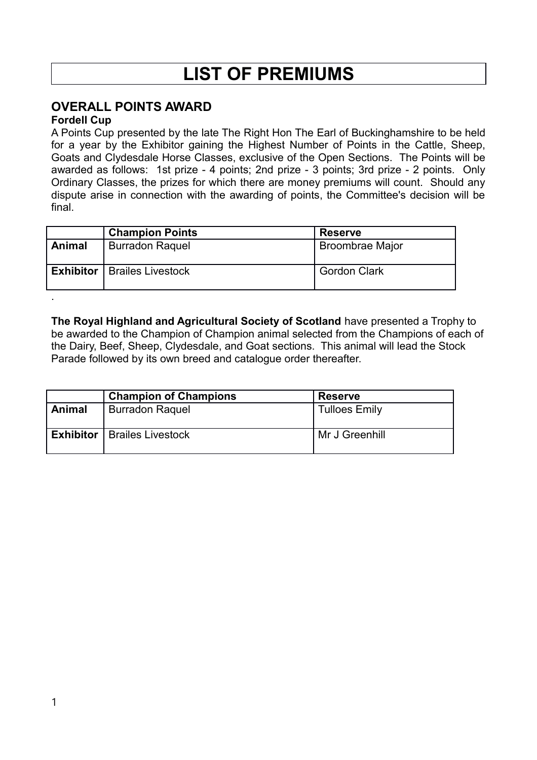# LIST OF PREMIUMS

## OVERALL POINTS AWARD

**Fordell Cup**

A Points Cup presented by the late The Right Hon The Earl of Buckinghamshire to be held for a year by the Exhibitor gaining the Highest Number of Points in the Cattle, Sheep, Goats and Clydesdale Horse Classes, exclusive of the Open Sections. The Points will be awarded as follows: 1st prize - 4 points; 2nd prize - 3 points; 3rd prize - 2 points. Only Ordinary Classes, the prizes for which there are money premiums will count. Should any dispute arise in connection with the awarding of points, the Committee's decision will be final.

| | Champion Points | Reserve |
|---|---|---|
| **Animal** | Burradon Raquel | Broombrae Major |
| **Exhibitor** | Brailes Livestock | Gordon Clark |

.

**The Royal Highland and Agricultural Society of Scotland** have presented a Trophy to be awarded to the Champion of Champion animal selected from the Champions of each of the Dairy, Beef, Sheep, Clydesdale, and Goat sections. This animal will lead the Stock Parade followed by its own breed and catalogue order thereafter.

| | Champion of Champions | Reserve |
|---|---|---|
| **Animal** | Burradon Raquel | Tulloes Emily |
| **Exhibitor** | Brailes Livestock | Mr J Greenhill |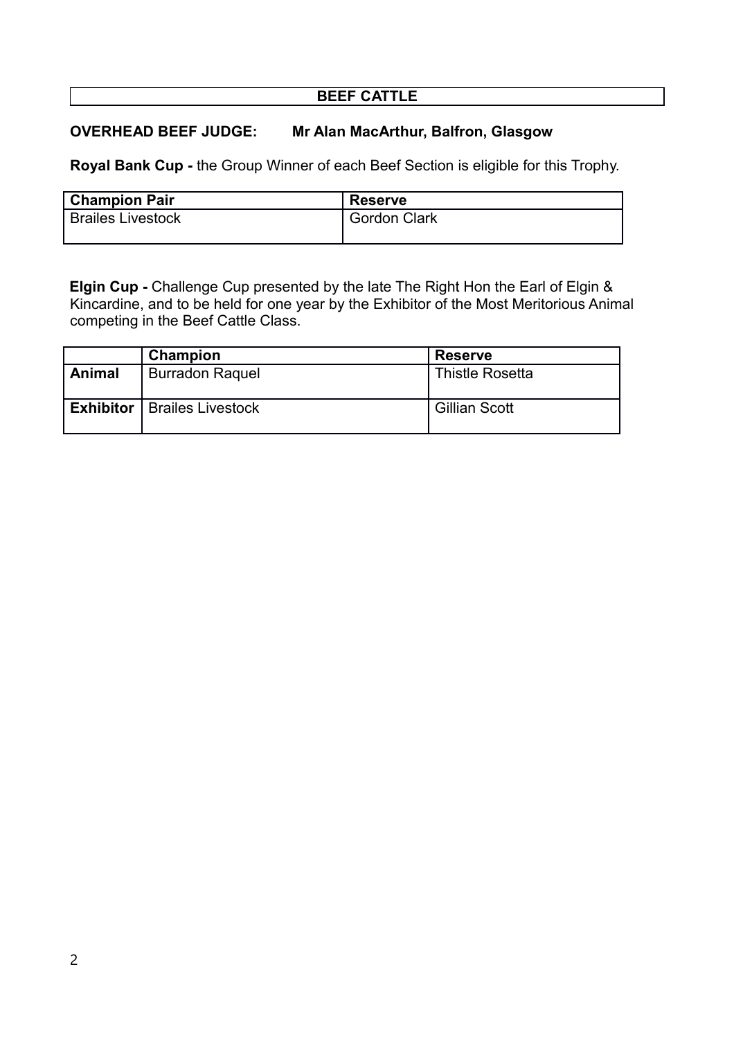## BEEF CATTLE

**OVERHEAD BEEF JUDGE: Mr Alan MacArthur, Balfron, Glasgow**

**Royal Bank Cup -** the Group Winner of each Beef Section is eligible for this Trophy.

| Champion Pair | Reserve |
|---|---|
| Brailes Livestock | Gordon Clark |

**Elgin Cup -** Challenge Cup presented by the late The Right Hon the Earl of Elgin & Kincardine, and to be held for one year by the Exhibitor of the Most Meritorious Animal competing in the Beef Cattle Class.

| | Champion | Reserve |
|---|---|---|
| **Animal** | Burradon Raquel | Thistle Rosetta |
| **Exhibitor** | Brailes Livestock | Gillian Scott |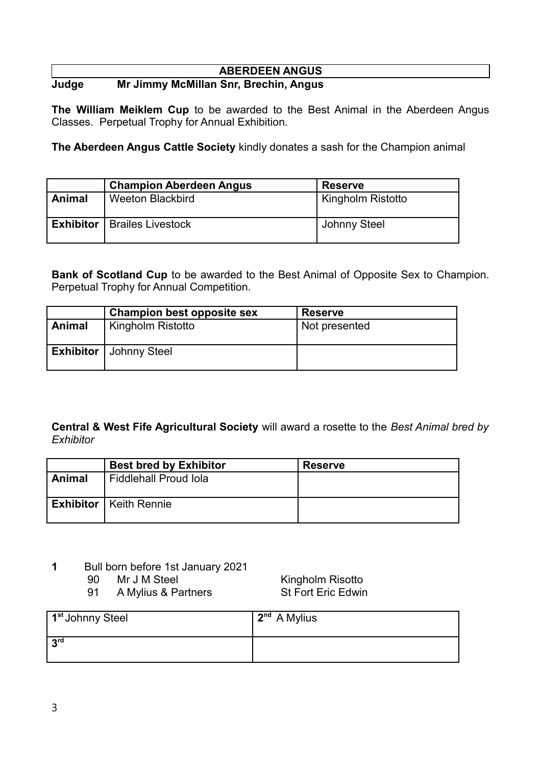## ABERDEEN ANGUS

**Judge Mr Jimmy McMillan Snr, Brechin, Angus**

**The William Meiklem Cup** to be awarded to the Best Animal in the Aberdeen Angus Classes. Perpetual Trophy for Annual Exhibition.

**The Aberdeen Angus Cattle Society** kindly donates a sash for the Champion animal

| | **Champion Aberdeen Angus** | **Reserve** |
|---|---|---|
| **Animal** | Weeton Blackbird | Kingholm Ristotto |
| **Exhibitor** | Brailes Livestock | Johnny Steel |

**Bank of Scotland Cup** to be awarded to the Best Animal of Opposite Sex to Champion. Perpetual Trophy for Annual Competition.

| | **Champion best opposite sex** | **Reserve** |
|---|---|---|
| **Animal** | Kingholm Ristotto | Not presented |
| **Exhibitor** | Johnny Steel | |

**Central & West Fife Agricultural Society** will award a rosette to the *Best Animal bred by Exhibitor*

| | **Best bred by Exhibitor** | **Reserve** |
|---|---|---|
| **Animal** | Fiddlehall Proud Iola | |
| **Exhibitor** | Keith Rennie | |

**1** Bull born before 1st January 2021

| | | |
|---|---|---|
| 90 | Mr J M Steel | Kingholm Risotto |
| 91 | A Mylius & Partners | St Fort Eric Edwin |

| | |
|---|---|
| 1st Johnny Steel | 2nd A Mylius |
| 3rd | |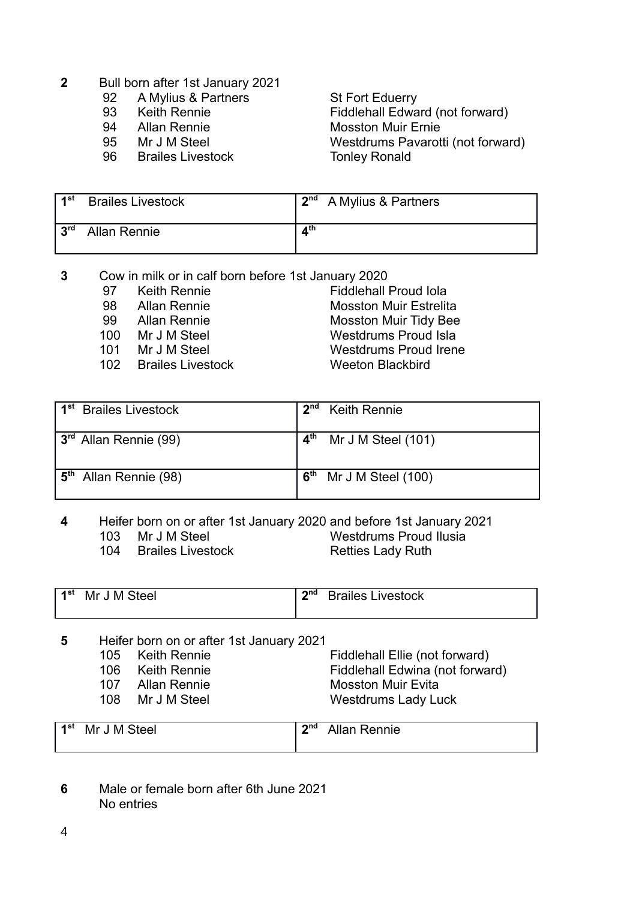**2** Bull born after 1st January 2021

| | | |
|---|---|---|
| 92 | A Mylius & Partners | St Fort Eduerry |
| 93 | Keith Rennie | Fiddlehall Edward (not forward) |
| 94 | Allan Rennie | Mosston Muir Ernie |
| 95 | Mr J M Steel | Westdrums Pavarotti (not forward) |
| 96 | Brailes Livestock | Tonley Ronald |

| | |
|---|---|
| 1st Brailes Livestock | 2nd A Mylius & Partners |
| 3rd Allan Rennie | 4th |

**3** Cow in milk or in calf born before 1st January 2020

| | | |
|---|---|---|
| 97 | Keith Rennie | Fiddlehall Proud Iola |
| 98 | Allan Rennie | Mosston Muir Estrelita |
| 99 | Allan Rennie | Mosston Muir Tidy Bee |
| 100 | Mr J M Steel | Westdrums Proud Isla |
| 101 | Mr J M Steel | Westdrums Proud Irene |
| 102 | Brailes Livestock | Weeton Blackbird |

| | |
|---|---|
| 1st Brailes Livestock | 2nd Keith Rennie |
| 3rd Allan Rennie (99) | 4th Mr J M Steel (101) |
| 5th Allan Rennie (98) | 6th Mr J M Steel (100) |

**4** Heifer born on or after 1st January 2020 and before 1st January 2021

| | | |
|---|---|---|
| 103 | Mr J M Steel | Westdrums Proud Ilusia |
| 104 | Brailes Livestock | Retties Lady Ruth |

| | |
|---|---|
| 1st Mr J M Steel | 2nd Brailes Livestock |

**5** Heifer born on or after 1st January 2021

| | | |
|---|---|---|
| 105 | Keith Rennie | Fiddlehall Ellie (not forward) |
| 106 | Keith Rennie | Fiddlehall Edwina (not forward) |
| 107 | Allan Rennie | Mosston Muir Evita |
| 108 | Mr J M Steel | Westdrums Lady Luck |

| | |
|---|---|
| 1st Mr J M Steel | 2nd Allan Rennie |

**6** Male or female born after 6th June 2021
No entries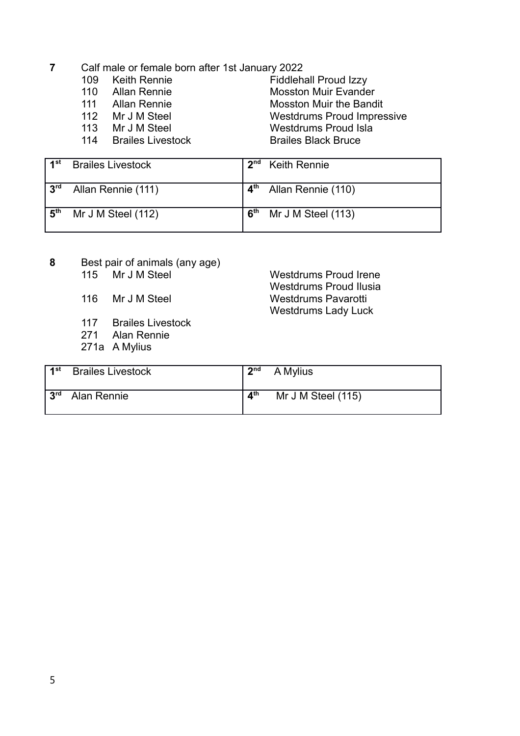**7** Calf male or female born after 1st January 2022

| | | |
|---|---|---|
| 109 | Keith Rennie | Fiddlehall Proud Izzy |
| 110 | Allan Rennie | Mosston Muir Evander |
| 111 | Allan Rennie | Mosston Muir the Bandit |
| 112 | Mr J M Steel | Westdrums Proud Impressive |
| 113 | Mr J M Steel | Westdrums Proud Isla |
| 114 | Brailes Livestock | Brailes Black Bruce |

| | |
|---|---|
| 1st Brailes Livestock | 2nd Keith Rennie |
| 3rd Allan Rennie (111) | 4th Allan Rennie (110) |
| 5th Mr J M Steel (112) | 6th Mr J M Steel (113) |

**8** Best pair of animals (any age)

| | | |
|---|---|---|
| 115 | Mr J M Steel | Westdrums Proud Irene<br>Westdrums Proud Ilusia |
| 116 | Mr J M Steel | Westdrums Pavarotti<br>Westdrums Lady Luck |
| 117 | Brailes Livestock | |
| 271 | Alan Rennie | |
| 271a | A Mylius | |

| | |
|---|---|
| 1st Brailes Livestock | 2nd A Mylius |
| 3rd Alan Rennie | 4th Mr J M Steel (115) |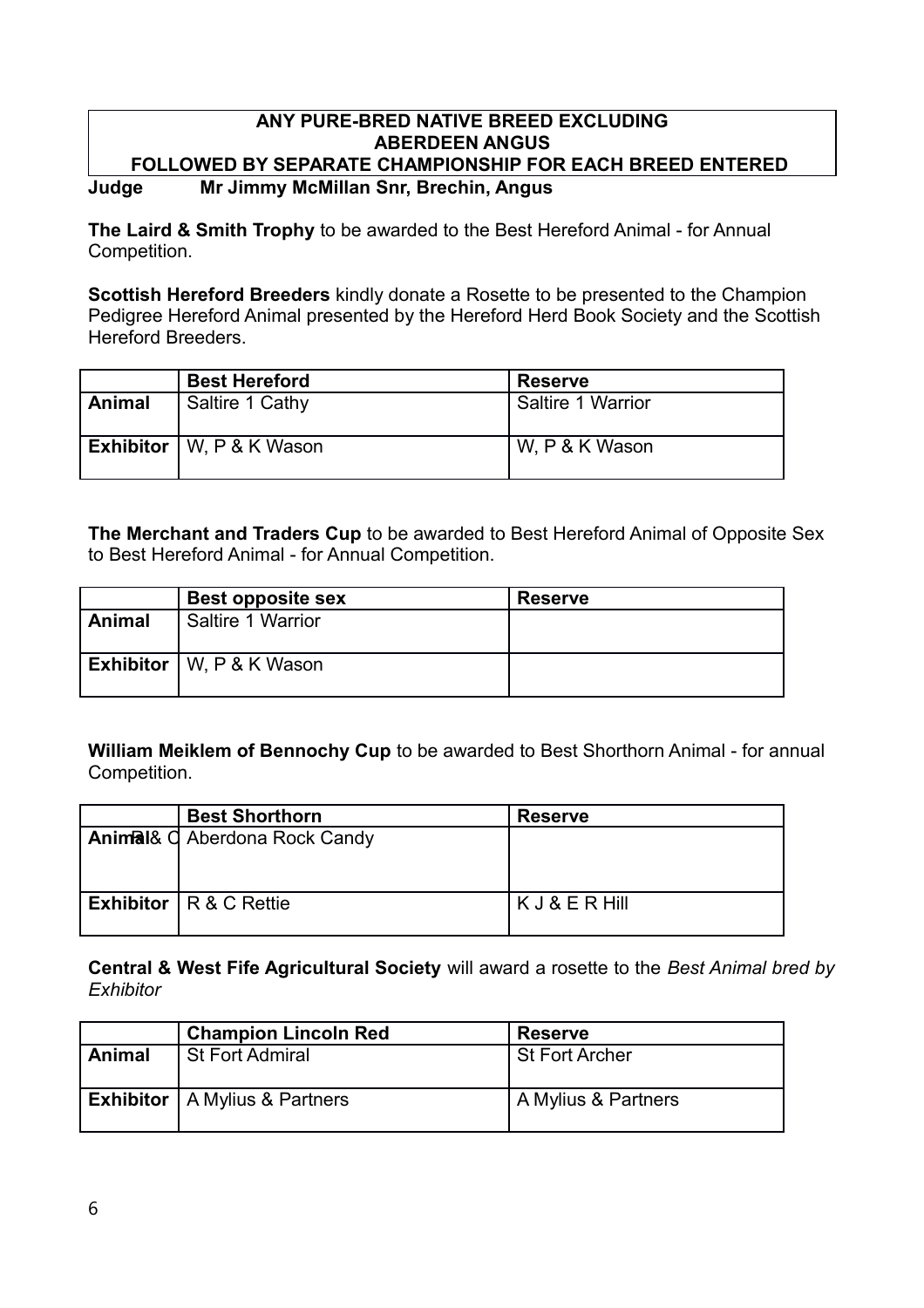**ANY PURE-BRED NATIVE BREED EXCLUDING ABERDEEN ANGUS FOLLOWED BY SEPARATE CHAMPIONSHIP FOR EACH BREED ENTERED**

**Judge Mr Jimmy McMillan Snr, Brechin, Angus**

**The Laird & Smith Trophy** to be awarded to the Best Hereford Animal - for Annual Competition.

**Scottish Hereford Breeders** kindly donate a Rosette to be presented to the Champion Pedigree Hereford Animal presented by the Hereford Herd Book Society and the Scottish Hereford Breeders.

| | Best Hereford | Reserve |
|---|---|---|
| **Animal** | Saltire 1 Cathy | Saltire 1 Warrior |
| **Exhibitor** | W, P & K Wason | W, P & K Wason |

**The Merchant and Traders Cup** to be awarded to Best Hereford Animal of Opposite Sex to Best Hereford Animal - for Annual Competition.

| | Best opposite sex | Reserve |
|---|---|---|
| **Animal** | Saltire 1 Warrior | |
| **Exhibitor** | W, P & K Wason | |

**William Meiklem of Bennochy Cup** to be awarded to Best Shorthorn Animal - for annual Competition.

| | Best Shorthorn | Reserve |
|---|---|---|
| **Animal** R & C | Aberdona Rock Candy | |
| **Exhibitor** | R & C Rettie | K J & E R Hill |

**Central & West Fife Agricultural Society** will award a rosette to the *Best Animal bred by Exhibitor*

| | Champion Lincoln Red | Reserve |
|---|---|---|
| **Animal** | St Fort Admiral | St Fort Archer |
| **Exhibitor** | A Mylius & Partners | A Mylius & Partners |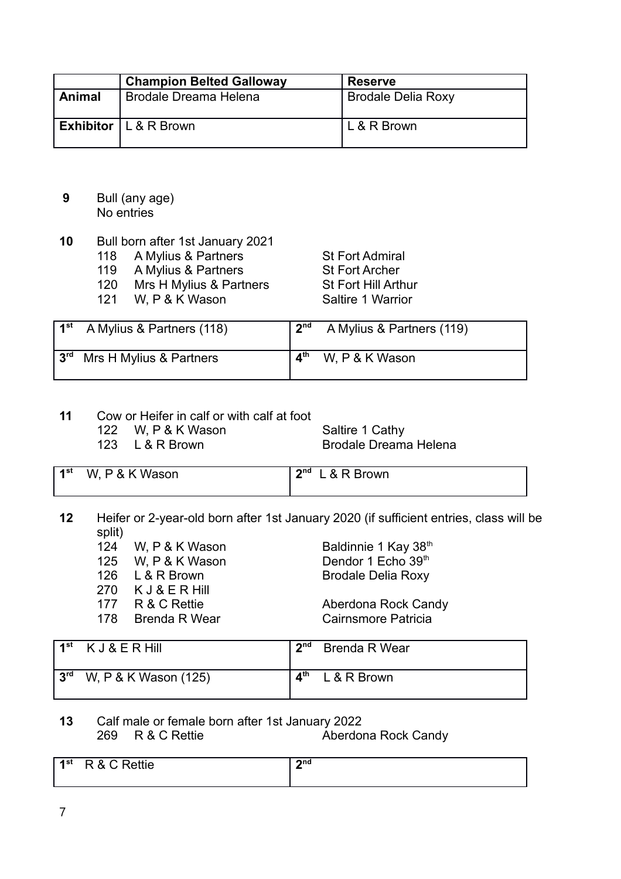| | Champion Belted Galloway | Reserve |
|---|---|---|
| Animal | Brodale Dreama Helena | Brodale Delia Roxy |
| Exhibitor | L & R Brown | L & R Brown |

**9** Bull (any age)
No entries

**10** Bull born after 1st January 2021

| | | |
|---|---|---|
| 118 | A Mylius & Partners | St Fort Admiral |
| 119 | A Mylius & Partners | St Fort Archer |
| 120 | Mrs H Mylius & Partners | St Fort Hill Arthur |
| 121 | W, P & K Wason | Saltire 1 Warrior |

| | |
|---|---|
| 1st A Mylius & Partners (118) | 2nd A Mylius & Partners (119) |
| 3rd Mrs H Mylius & Partners | 4th W, P & K Wason |

**11** Cow or Heifer in calf or with calf at foot

| | | |
|---|---|---|
| 122 | W, P & K Wason | Saltire 1 Cathy |
| 123 | L & R Brown | Brodale Dreama Helena |

| | |
|---|---|
| 1st W, P & K Wason | 2nd L & R Brown |

**12** Heifer or 2-year-old born after 1st January 2020 (if sufficient entries, class will be split)

| | | |
|---|---|---|
| 124 | W, P & K Wason | Baldinnie 1 Kay 38th |
| 125 | W, P & K Wason | Dendor 1 Echo 39th |
| 126 | L & R Brown | Brodale Delia Roxy |
| 270 | K J & E R Hill | |
| 177 | R & C Rettie | Aberdona Rock Candy |
| 178 | Brenda R Wear | Cairnsmore Patricia |

| | |
|---|---|
| 1st K J & E R Hill | 2nd Brenda R Wear |
| 3rd W, P & K Wason (125) | 4th L & R Brown |

**13** Calf male or female born after 1st January 2022

| | | |
|---|---|---|
| 269 | R & C Rettie | Aberdona Rock Candy |

| | |
|---|---|
| 1st R & C Rettie | 2nd |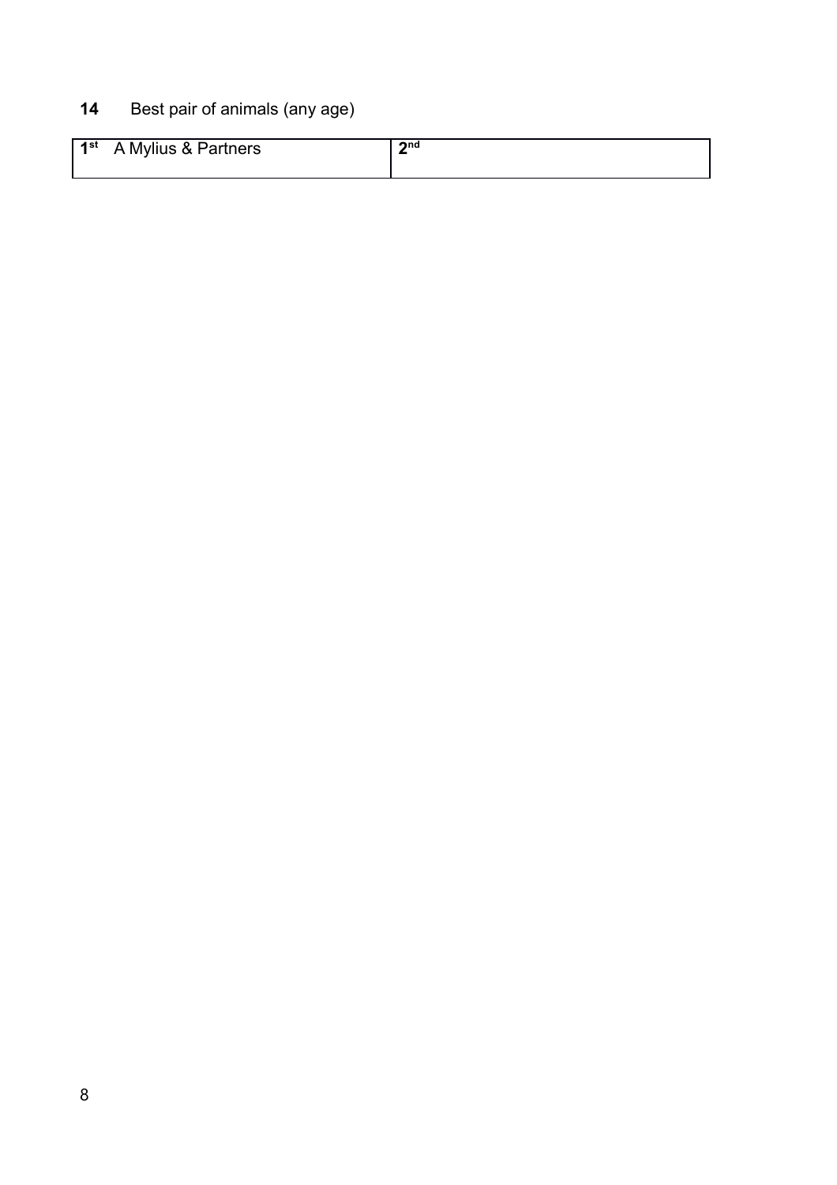**14** Best pair of animals (any age)

| | |
|---|---|
| **1st** A Mylius & Partners | **2nd** |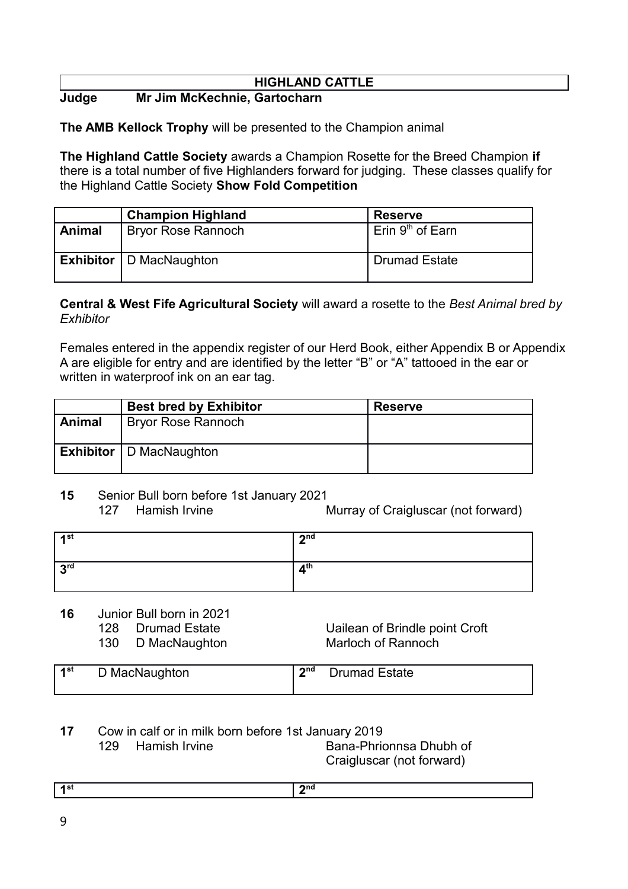## HIGHLAND CATTLE

**Judge Mr Jim McKechnie, Gartocharn**

**The AMB Kellock Trophy** will be presented to the Champion animal

**The Highland Cattle Society** awards a Champion Rosette for the Breed Champion **if** there is a total number of five Highlanders forward for judging. These classes qualify for the Highland Cattle Society **Show Fold Competition**

| | Champion Highland | Reserve |
|---|---|---|
| **Animal** | Bryor Rose Rannoch | Erin 9th of Earn |
| **Exhibitor** | D MacNaughton | Drumad Estate |

**Central & West Fife Agricultural Society** will award a rosette to the *Best Animal bred by Exhibitor*

Females entered in the appendix register of our Herd Book, either Appendix B or Appendix A are eligible for entry and are identified by the letter "B" or "A" tattooed in the ear or written in waterproof ink on an ear tag.

| | Best bred by Exhibitor | Reserve |
|---|---|---|
| **Animal** | Bryor Rose Rannoch | |
| **Exhibitor** | D MacNaughton | |

**15** Senior Bull born before 1st January 2021

127 Hamish Irvine — Murray of Craigluscar (not forward)

| | |
|---|---|
| 1st | 2nd |
| 3rd | 4th |

**16** Junior Bull born in 2021

128 Drumad Estate — Uailean of Brindle point Croft

130 D MacNaughton — Marloch of Rannoch

| | |
|---|---|
| 1st D MacNaughton | 2nd Drumad Estate |

**17** Cow in calf or in milk born before 1st January 2019

129 Hamish Irvine — Bana-Phrionnsa Dhubh of Craigluscar (not forward)

| | |
|---|---|
| 1st | 2nd |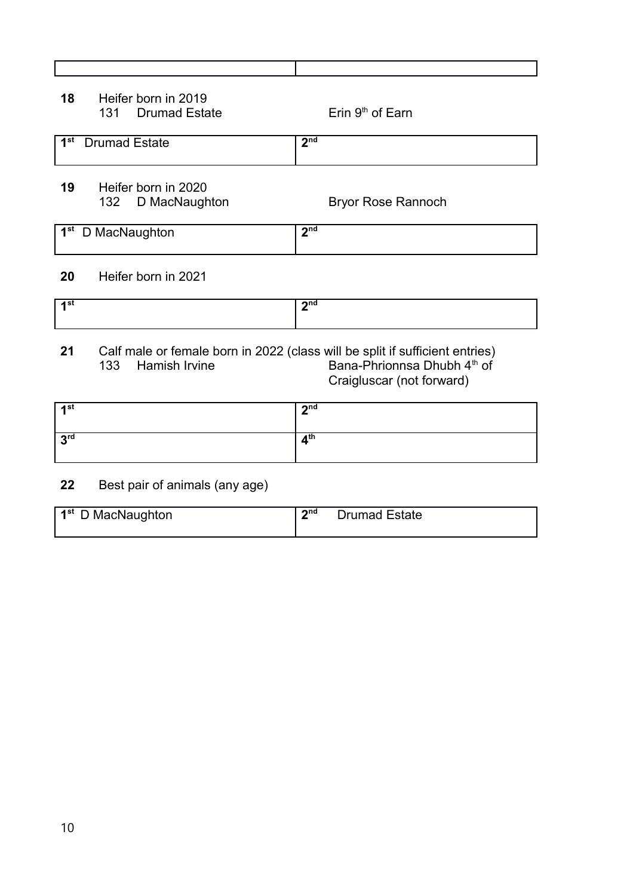| | |
|---|---|
| | |

**18** Heifer born in 2019

131 Drumad Estate — Erin 9th of Earn

| | |
|---|---|
| 1st Drumad Estate | 2nd |

**19** Heifer born in 2020

132 D MacNaughton — Bryor Rose Rannoch

| | |
|---|---|
| 1st D MacNaughton | 2nd |

**20** Heifer born in 2021

| | |
|---|---|
| 1st | 2nd |

**21** Calf male or female born in 2022 (class will be split if sufficient entries)

133 Hamish Irvine — Bana-Phrionnsa Dhubh 4th of Craigluscar (not forward)

| | |
|---|---|
| 1st | 2nd |
| 3rd | 4th |

**22** Best pair of animals (any age)

| | |
|---|---|
| 1st D MacNaughton | 2nd Drumad Estate |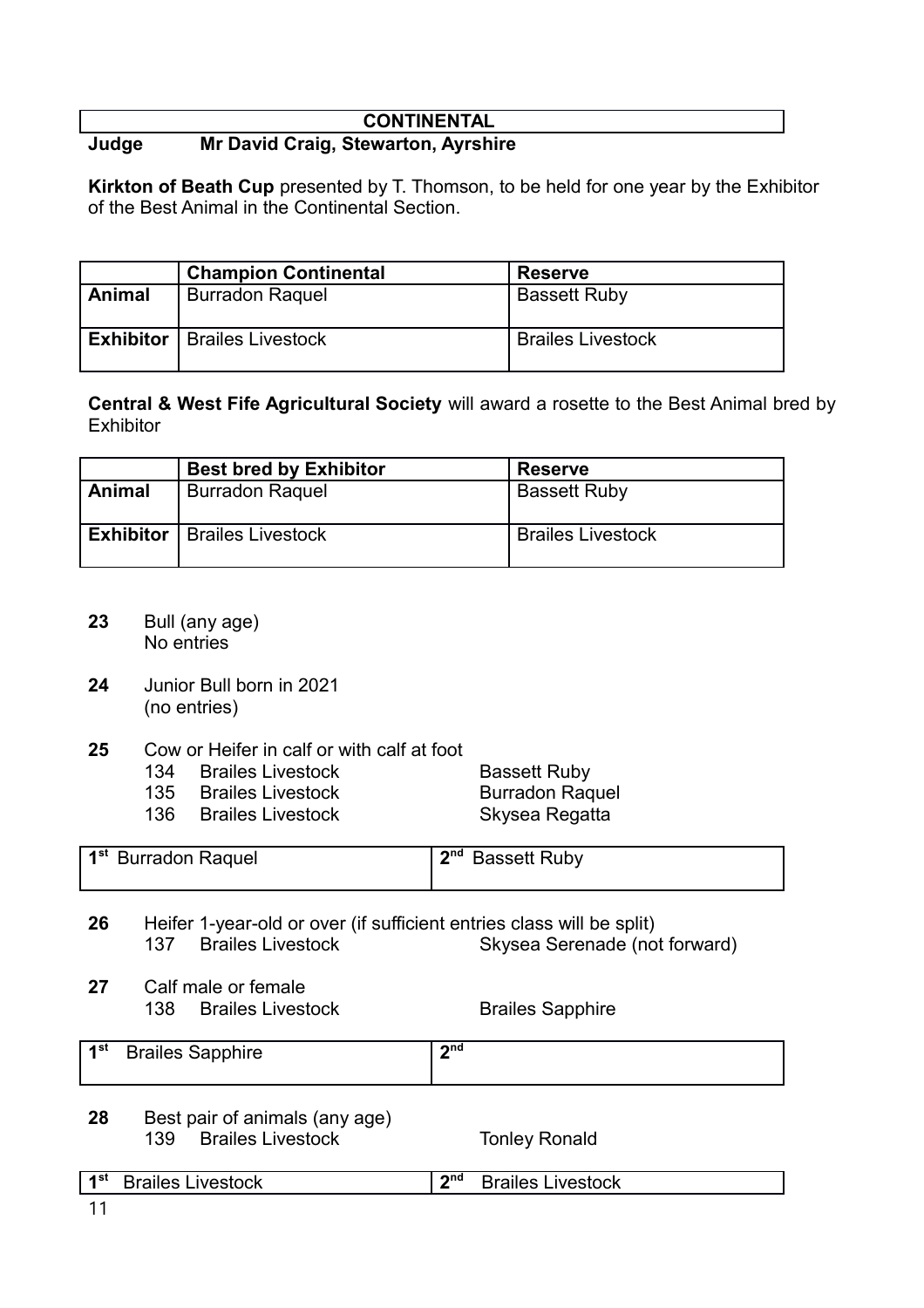## CONTINENTAL

**Judge** **Mr David Craig, Stewarton, Ayrshire**

**Kirkton of Beath Cup** presented by T. Thomson, to be held for one year by the Exhibitor of the Best Animal in the Continental Section.

| | Champion Continental | Reserve |
|---|---|---|
| **Animal** | Burradon Raquel | Bassett Ruby |
| **Exhibitor** | Brailes Livestock | Brailes Livestock |

**Central & West Fife Agricultural Society** will award a rosette to the Best Animal bred by Exhibitor

| | Best bred by Exhibitor | Reserve |
|---|---|---|
| **Animal** | Burradon Raquel | Bassett Ruby |
| **Exhibitor** | Brailes Livestock | Brailes Livestock |

**23** Bull (any age)
No entries

**24** Junior Bull born in 2021
(no entries)

**25** Cow or Heifer in calf or with calf at foot

| | | |
|---|---|---|
| 134 | Brailes Livestock | Bassett Ruby |
| 135 | Brailes Livestock | Burradon Raquel |
| 136 | Brailes Livestock | Skysea Regatta |

| | |
|---|---|
| 1st Burradon Raquel | 2nd Bassett Ruby |

**26** Heifer 1-year-old or over (if sufficient entries class will be split)

| | | |
|---|---|---|
| 137 | Brailes Livestock | Skysea Serenade (not forward) |

**27** Calf male or female

| | | |
|---|---|---|
| 138 | Brailes Livestock | Brailes Sapphire |

| | |
|---|---|
| 1st Brailes Sapphire | 2nd |

**28** Best pair of animals (any age)

| | | |
|---|---|---|
| 139 | Brailes Livestock | Tonley Ronald |

| | |
|---|---|
| 1st Brailes Livestock | 2nd Brailes Livestock |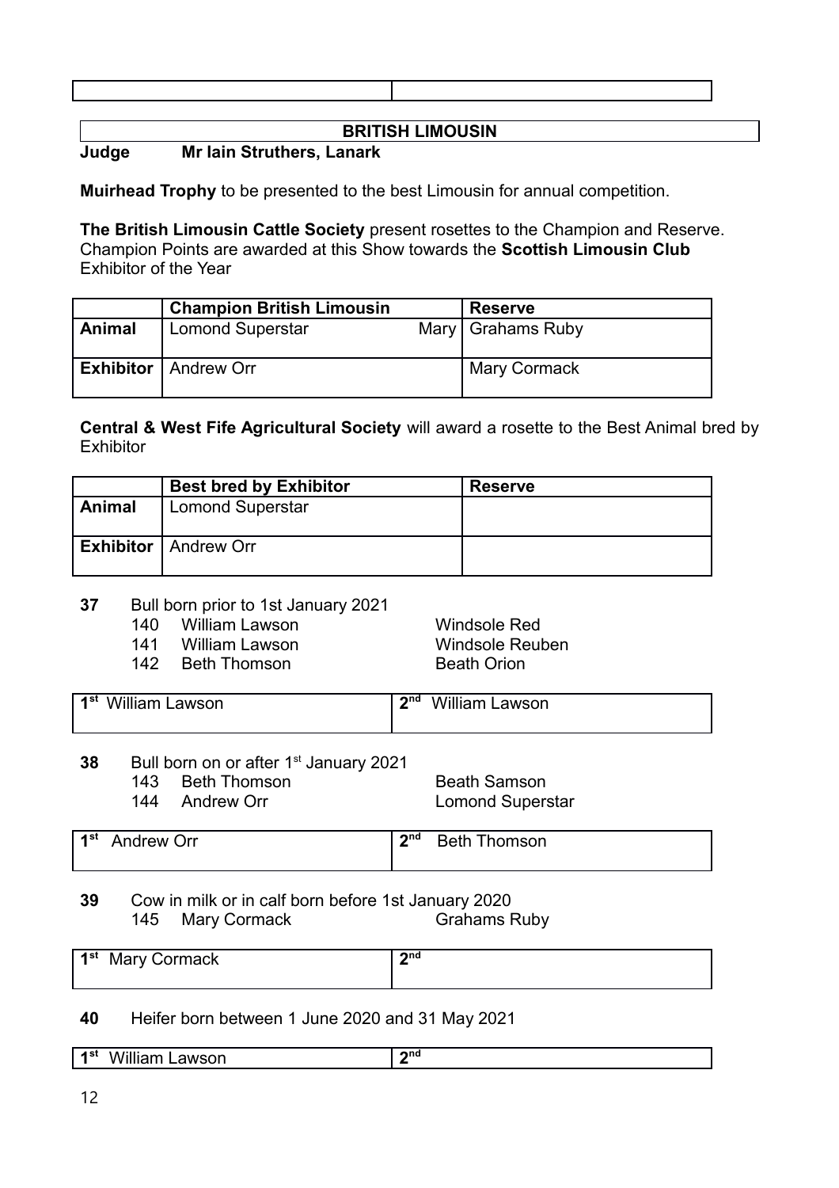| | |
|---|---|
| | |

## BRITISH LIMOUSIN

**Judge** **Mr Iain Struthers, Lanark**

**Muirhead Trophy** to be presented to the best Limousin for annual competition.

**The British Limousin Cattle Society** present rosettes to the Champion and Reserve. Champion Points are awarded at this Show towards the **Scottish Limousin Club** Exhibitor of the Year

| | Champion British Limousin | Reserve |
|---|---|---|
| **Animal** | Lomond Superstar Mary | Grahams Ruby |
| **Exhibitor** | Andrew Orr | Mary Cormack |

**Central & West Fife Agricultural Society** will award a rosette to the Best Animal bred by Exhibitor

| | Best bred by Exhibitor | Reserve |
|---|---|---|
| **Animal** | Lomond Superstar | |
| **Exhibitor** | Andrew Orr | |

**37** Bull born prior to 1st January 2021

| | | |
|---|---|---|
| 140 | William Lawson | Windsole Red |
| 141 | William Lawson | Windsole Reuben |
| 142 | Beth Thomson | Beath Orion |

| | |
|---|---|
| 1st William Lawson | 2nd William Lawson |

**38** Bull born on or after 1st January 2021

| | | |
|---|---|---|
| 143 | Beth Thomson | Beath Samson |
| 144 | Andrew Orr | Lomond Superstar |

| | |
|---|---|
| 1st Andrew Orr | 2nd Beth Thomson |

**39** Cow in milk or in calf born before 1st January 2020

| | | |
|---|---|---|
| 145 | Mary Cormack | Grahams Ruby |

| | |
|---|---|
| 1st Mary Cormack | 2nd |

**40** Heifer born between 1 June 2020 and 31 May 2021

| | |
|---|---|
| 1st William Lawson | 2nd |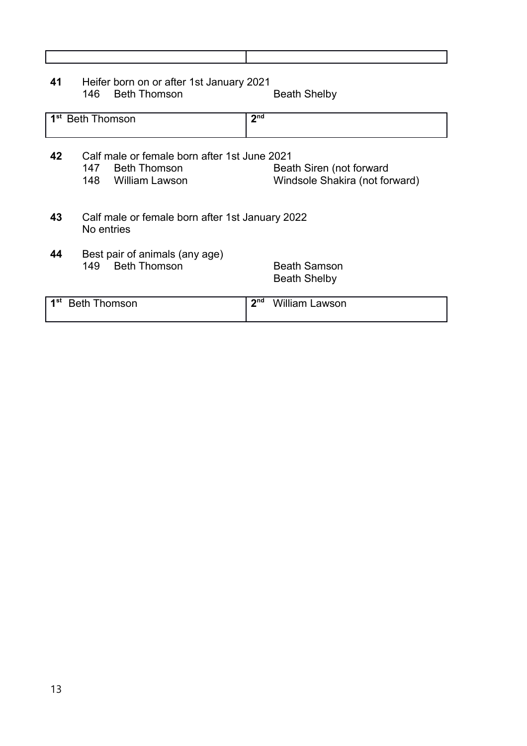| | |
|---|---|
| | |

**41** Heifer born on or after 1st January 2021

146 Beth Thomson — Beath Shelby

| | |
|---|---|
| 1st Beth Thomson | 2nd |

**42** Calf male or female born after 1st June 2021

147 Beth Thomson — Beath Siren (not forward

148 William Lawson — Windsole Shakira (not forward)

**43** Calf male or female born after 1st January 2022

No entries

**44** Best pair of animals (any age)

149 Beth Thomson — Beath Samson
Beath Shelby

| | |
|---|---|
| 1st Beth Thomson | 2nd William Lawson |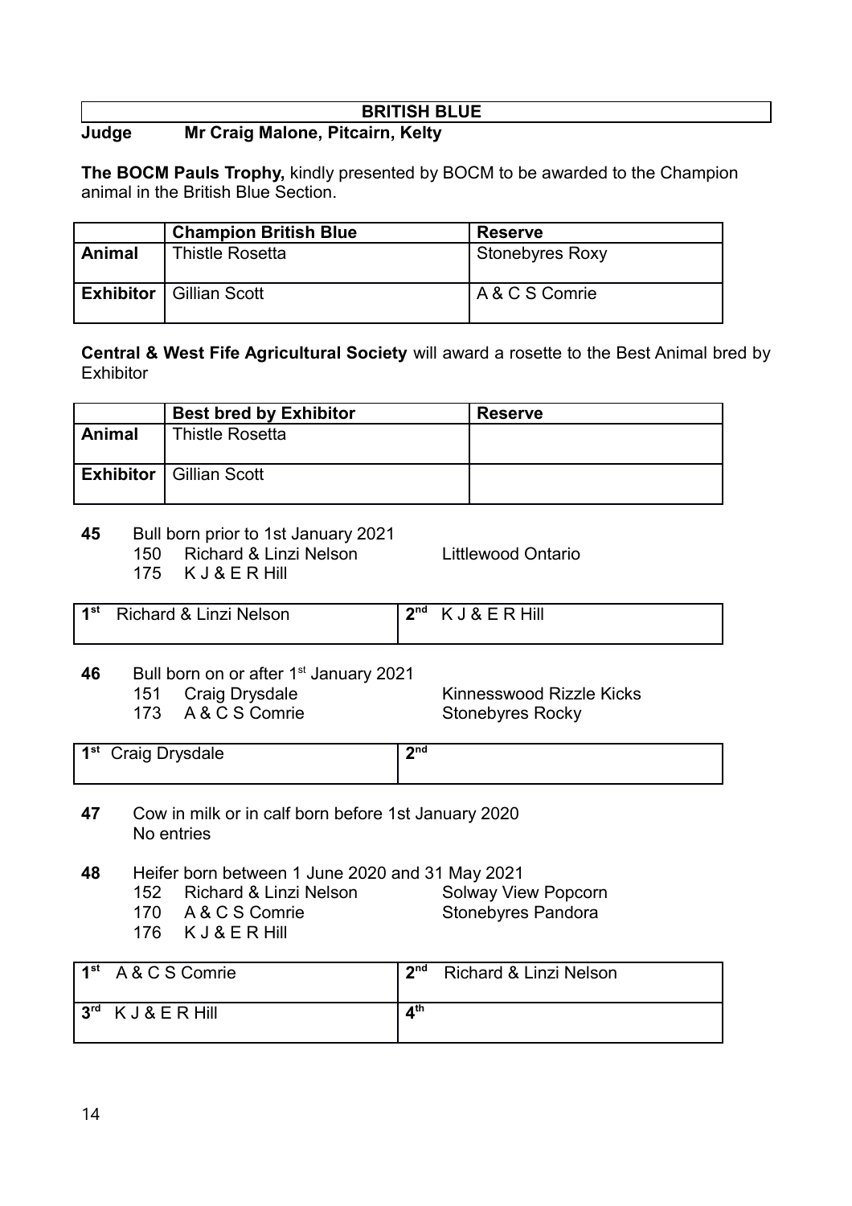## BRITISH BLUE

**Judge Mr Craig Malone, Pitcairn, Kelty**

**The BOCM Pauls Trophy,** kindly presented by BOCM to be awarded to the Champion animal in the British Blue Section.

| | Champion British Blue | Reserve |
|---|---|---|
| **Animal** | Thistle Rosetta | Stonebyres Roxy |
| **Exhibitor** | Gillian Scott | A & C S Comrie |

**Central & West Fife Agricultural Society** will award a rosette to the Best Animal bred by Exhibitor

| | Best bred by Exhibitor | Reserve |
|---|---|---|
| **Animal** | Thistle Rosetta | |
| **Exhibitor** | Gillian Scott | |

**45** Bull born prior to 1st January 2021

| | | |
|---|---|---|
| 150 | Richard & Linzi Nelson | Littlewood Ontario |
| 175 | K J & E R Hill | |

| | |
|---|---|
| 1st Richard & Linzi Nelson | 2nd K J & E R Hill |

**46** Bull born on or after 1st January 2021

| | | |
|---|---|---|
| 151 | Craig Drysdale | Kinnesswood Rizzle Kicks |
| 173 | A & C S Comrie | Stonebyres Rocky |

| | |
|---|---|
| 1st Craig Drysdale | 2nd |

**47** Cow in milk or in calf born before 1st January 2020
No entries

**48** Heifer born between 1 June 2020 and 31 May 2021

| | | |
|---|---|---|
| 152 | Richard & Linzi Nelson | Solway View Popcorn |
| 170 | A & C S Comrie | Stonebyres Pandora |
| 176 | K J & E R Hill | |

| | |
|---|---|
| 1st A & C S Comrie | 2nd Richard & Linzi Nelson |
| 3rd K J & E R Hill | 4th |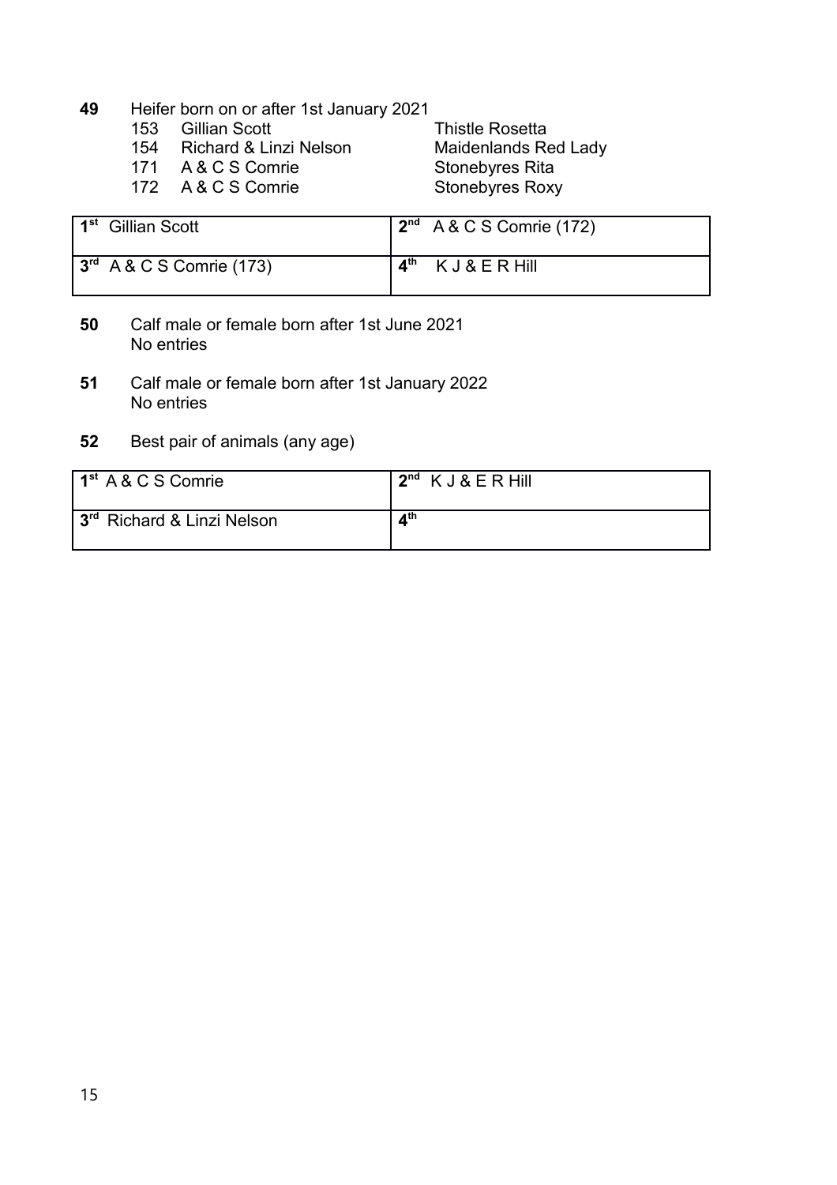**49** Heifer born on or after 1st January 2021

| | | |
|---|---|---|
| 153 | Gillian Scott | Thistle Rosetta |
| 154 | Richard & Linzi Nelson | Maidenlands Red Lady |
| 171 | A & C S Comrie | Stonebyres Rita |
| 172 | A & C S Comrie | Stonebyres Roxy |

| | |
|---|---|
| **1st** Gillian Scott | **2nd** A & C S Comrie (172) |
| **3rd** A & C S Comrie (173) | **4th** K J & E R Hill |

**50** Calf male or female born after 1st June 2021
No entries

**51** Calf male or female born after 1st January 2022
No entries

**52** Best pair of animals (any age)

| | |
|---|---|
| **1st** A & C S Comrie | **2nd** K J & E R Hill |
| **3rd** Richard & Linzi Nelson | **4th** |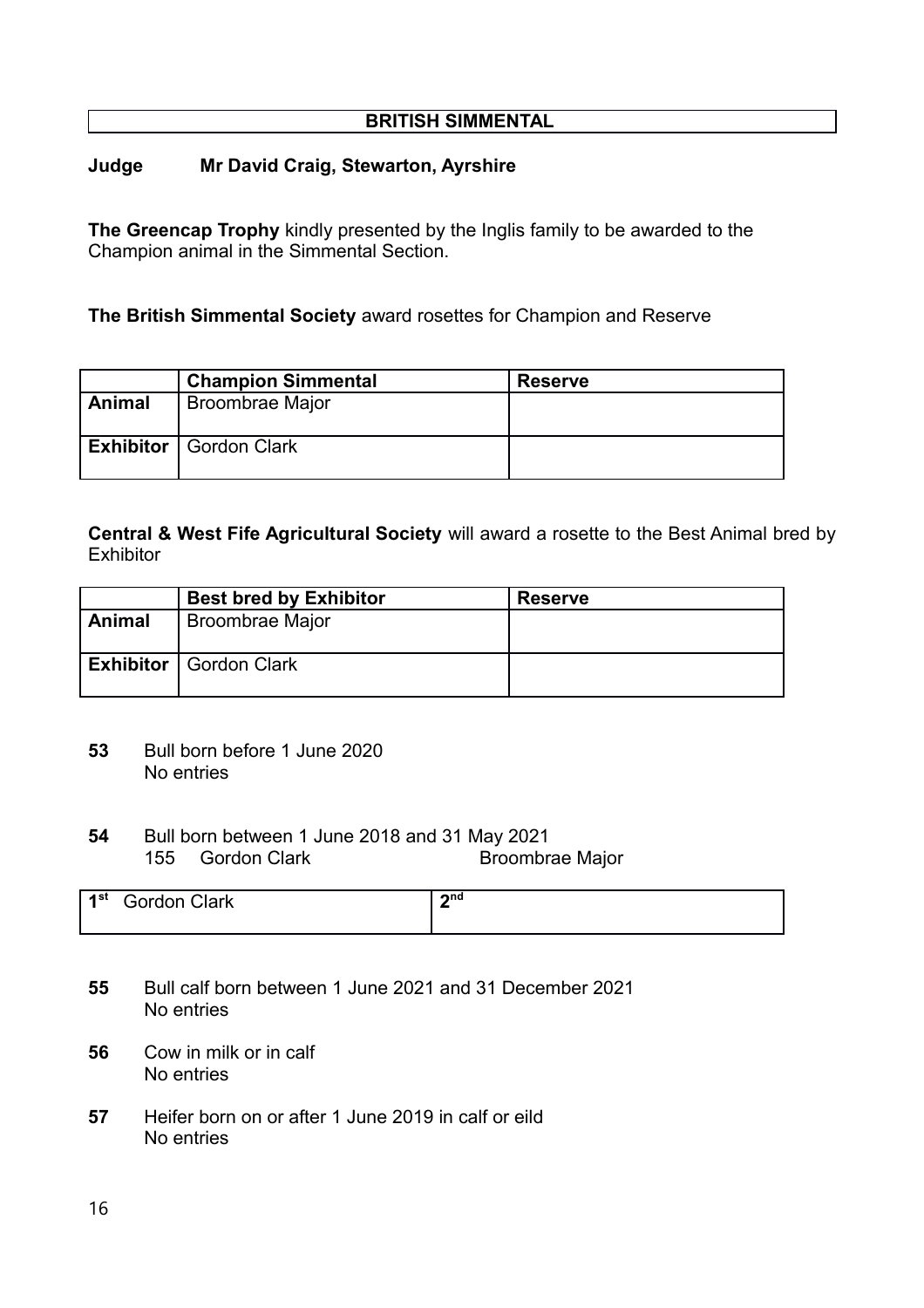# BRITISH SIMMENTAL

**Judge Mr David Craig, Stewarton, Ayrshire**

**The Greencap Trophy** kindly presented by the Inglis family to be awarded to the Champion animal in the Simmental Section.

**The British Simmental Society** award rosettes for Champion and Reserve

| | Champion Simmental | Reserve |
|---|---|---|
| **Animal** | Broombrae Major | |
| **Exhibitor** | Gordon Clark | |

**Central & West Fife Agricultural Society** will award a rosette to the Best Animal bred by Exhibitor

| | Best bred by Exhibitor | Reserve |
|---|---|---|
| **Animal** | Broombrae Major | |
| **Exhibitor** | Gordon Clark | |

**53** Bull born before 1 June 2020
No entries

**54** Bull born between 1 June 2018 and 31 May 2021
155 Gordon Clark Broombrae Major

| | |
|---|---|
| 1st Gordon Clark | 2nd |

**55** Bull calf born between 1 June 2021 and 31 December 2021
No entries

**56** Cow in milk or in calf
No entries

**57** Heifer born on or after 1 June 2019 in calf or eild
No entries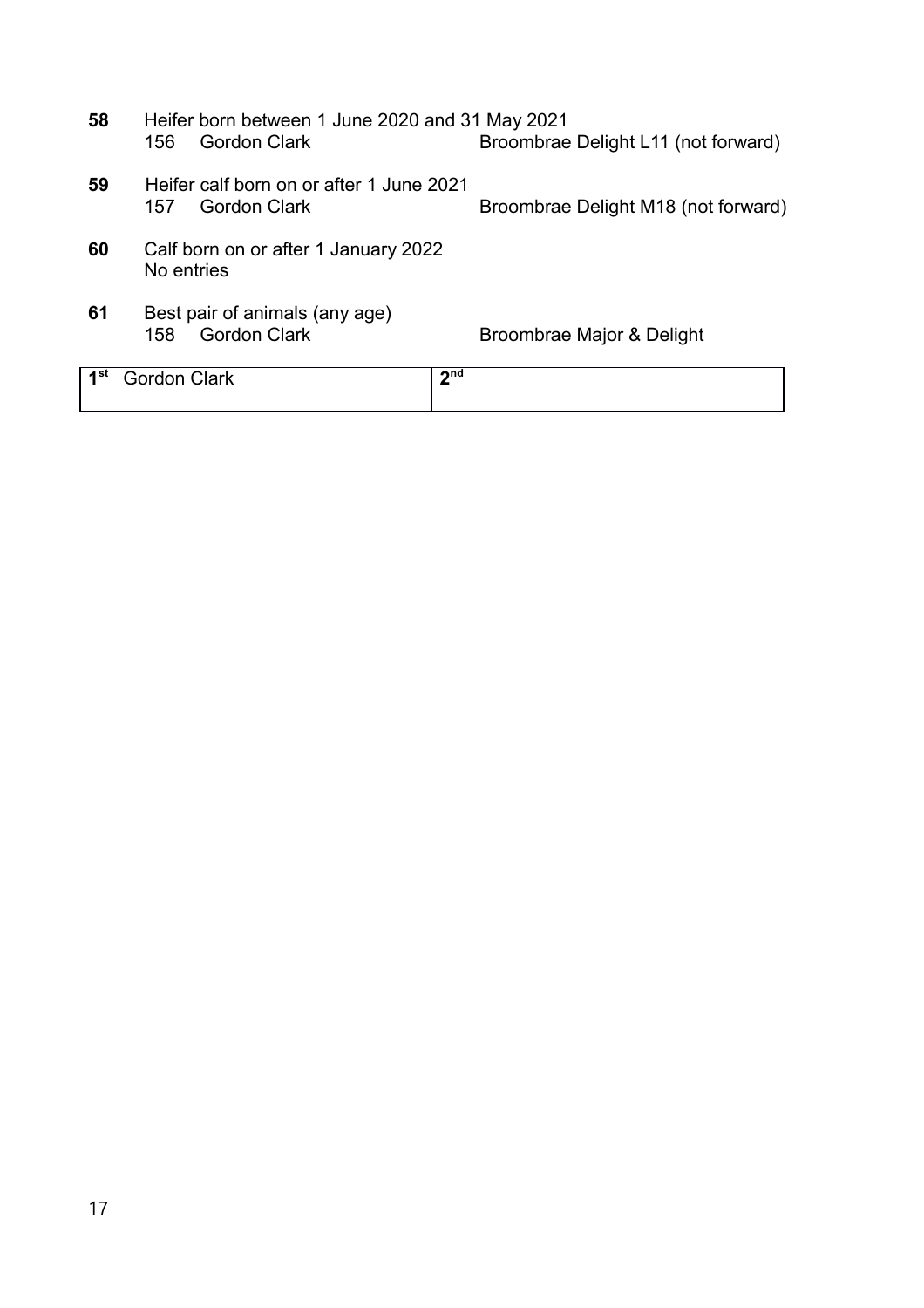**58** Heifer born between 1 June 2020 and 31 May 2021

156 Gordon Clark — Broombrae Delight L11 (not forward)

**59** Heifer calf born on or after 1 June 2021

157 Gordon Clark — Broombrae Delight M18 (not forward)

**60** Calf born on or after 1 January 2022

No entries

**61** Best pair of animals (any age)

158 Gordon Clark — Broombrae Major & Delight

| | |
|---|---|
| 1st Gordon Clark | 2nd |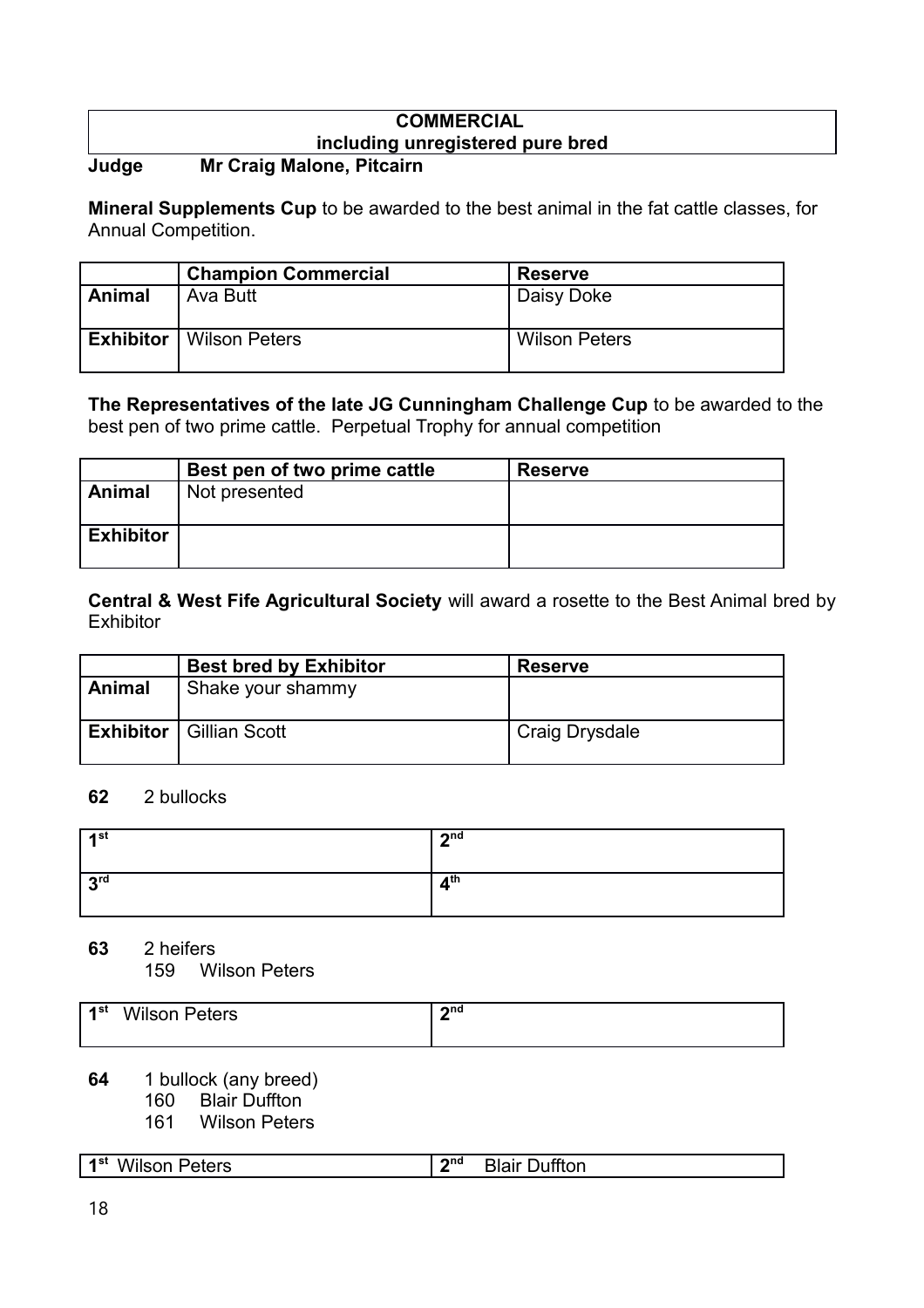## COMMERCIAL
## including unregistered pure bred

**Judge** **Mr Craig Malone, Pitcairn**

**Mineral Supplements Cup** to be awarded to the best animal in the fat cattle classes, for Annual Competition.

| | Champion Commercial | Reserve |
|---|---|---|
| **Animal** | Ava Butt | Daisy Doke |
| **Exhibitor** | Wilson Peters | Wilson Peters |

**The Representatives of the late JG Cunningham Challenge Cup** to be awarded to the best pen of two prime cattle. Perpetual Trophy for annual competition

| | Best pen of two prime cattle | Reserve |
|---|---|---|
| **Animal** | Not presented | |
| **Exhibitor** | | |

**Central & West Fife Agricultural Society** will award a rosette to the Best Animal bred by Exhibitor

| | Best bred by Exhibitor | Reserve |
|---|---|---|
| **Animal** | Shake your shammy | |
| **Exhibitor** | Gillian Scott | Craig Drysdale |

**62** 2 bullocks

| | |
|---|---|
| **1st** | **2nd** |
| **3rd** | **4th** |

**63** 2 heifers
159 Wilson Peters

| | |
|---|---|
| **1st** Wilson Peters | **2nd** |

**64** 1 bullock (any breed)
160 Blair Duffton
161 Wilson Peters

| | |
|---|---|
| **1st** Wilson Peters | **2nd** Blair Duffton |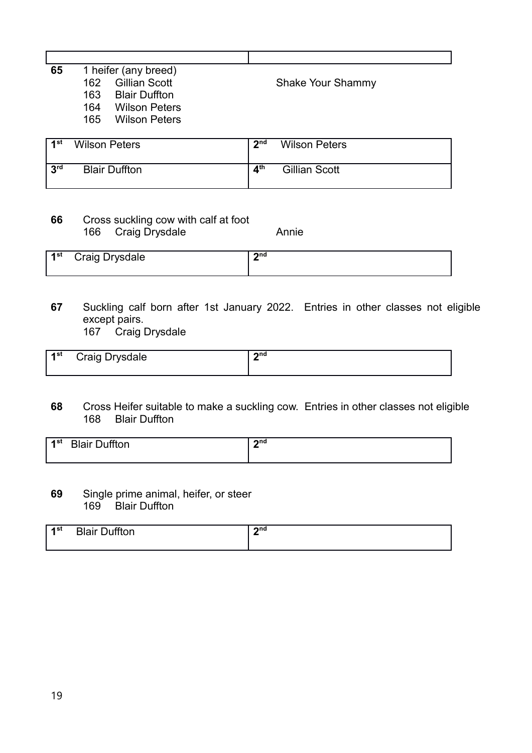| | |
|---|---|
| | |

**65** 1 heifer (any breed)

162 Gillian Scott — Shake Your Shammy
163 Blair Duffton
164 Wilson Peters
165 Wilson Peters

| | |
|---|---|
| 1st Wilson Peters | 2nd Wilson Peters |
| 3rd Blair Duffton | 4th Gillian Scott |

**66** Cross suckling cow with calf at foot

166 Craig Drysdale — Annie

| | |
|---|---|
| 1st Craig Drysdale | 2nd |

**67** Suckling calf born after 1st January 2022. Entries in other classes not eligible except pairs.

167 Craig Drysdale

| | |
|---|---|
| 1st Craig Drysdale | 2nd |

**68** Cross Heifer suitable to make a suckling cow. Entries in other classes not eligible

168 Blair Duffton

| | |
|---|---|
| 1st Blair Duffton | 2nd |

**69** Single prime animal, heifer, or steer

169 Blair Duffton

| | |
|---|---|
| 1st Blair Duffton | 2nd |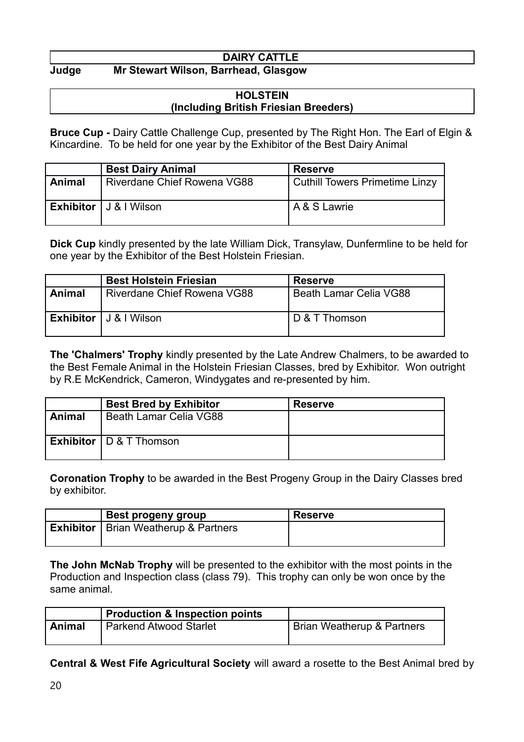## DAIRY CATTLE

**Judge Mr Stewart Wilson, Barrhead, Glasgow**

### HOLSTEIN
### (Including British Friesian Breeders)

**Bruce Cup -** Dairy Cattle Challenge Cup, presented by The Right Hon. The Earl of Elgin & Kincardine. To be held for one year by the Exhibitor of the Best Dairy Animal

| | Best Dairy Animal | Reserve |
|---|---|---|
| **Animal** | Riverdane Chief Rowena VG88 | Cuthill Towers Primetime Linzy |
| **Exhibitor** | J & I Wilson | A & S Lawrie |

**Dick Cup** kindly presented by the late William Dick, Transylaw, Dunfermline to be held for one year by the Exhibitor of the Best Holstein Friesian.

| | Best Holstein Friesian | Reserve |
|---|---|---|
| **Animal** | Riverdane Chief Rowena VG88 | Beath Lamar Celia VG88 |
| **Exhibitor** | J & I Wilson | D & T Thomson |

**The 'Chalmers' Trophy** kindly presented by the Late Andrew Chalmers, to be awarded to the Best Female Animal in the Holstein Friesian Classes, bred by Exhibitor. Won outright by R.E McKendrick, Cameron, Windygates and re-presented by him.

| | Best Bred by Exhibitor | Reserve |
|---|---|---|
| **Animal** | Beath Lamar Celia VG88 | |
| **Exhibitor** | D & T Thomson | |

**Coronation Trophy** to be awarded in the Best Progeny Group in the Dairy Classes bred by exhibitor.

| | Best progeny group | Reserve |
|---|---|---|
| **Exhibitor** | Brian Weatherup & Partners | |

**The John McNab Trophy** will be presented to the exhibitor with the most points in the Production and Inspection class (class 79). This trophy can only be won once by the same animal.

| | Production & Inspection points | |
|---|---|---|
| **Animal** | Parkend Atwood Starlet | Brian Weatherup & Partners |

**Central & West Fife Agricultural Society** will award a rosette to the Best Animal bred by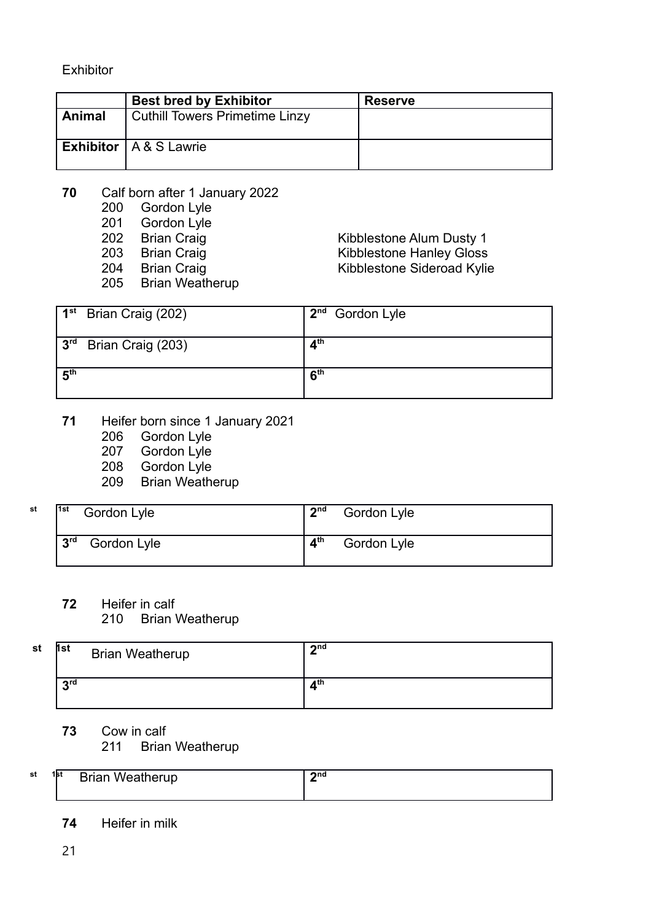Exhibitor

| | Best bred by Exhibitor | Reserve |
|---|---|---|
| **Animal** | Cuthill Towers Primetime Linzy | |
| **Exhibitor** | A & S Lawrie | |

**70** Calf born after 1 January 2022

- 200 Gordon Lyle
- 201 Gordon Lyle
- 202 Brian Craig — Kibblestone Alum Dusty 1
- 203 Brian Craig — Kibblestone Hanley Gloss
- 204 Brian Craig — Kibblestone Sideroad Kylie
- 205 Brian Weatherup

| | |
|---|---|
| 1st Brian Craig (202) | 2nd Gordon Lyle |
| 3rd Brian Craig (203) | 4th |
| 5th | 6th |

**71** Heifer born since 1 January 2021

- 206 Gordon Lyle
- 207 Gordon Lyle
- 208 Gordon Lyle
- 209 Brian Weatherup

| | |
|---|---|
| 1st Gordon Lyle | 2nd Gordon Lyle |
| 3rd Gordon Lyle | 4th Gordon Lyle |

**72** Heifer in calf

- 210 Brian Weatherup

| | |
|---|---|
| 1st Brian Weatherup | 2nd |
| 3rd | 4th |

**73** Cow in calf

- 211 Brian Weatherup

| | |
|---|---|
| 1st Brian Weatherup | 2nd |

**74** Heifer in milk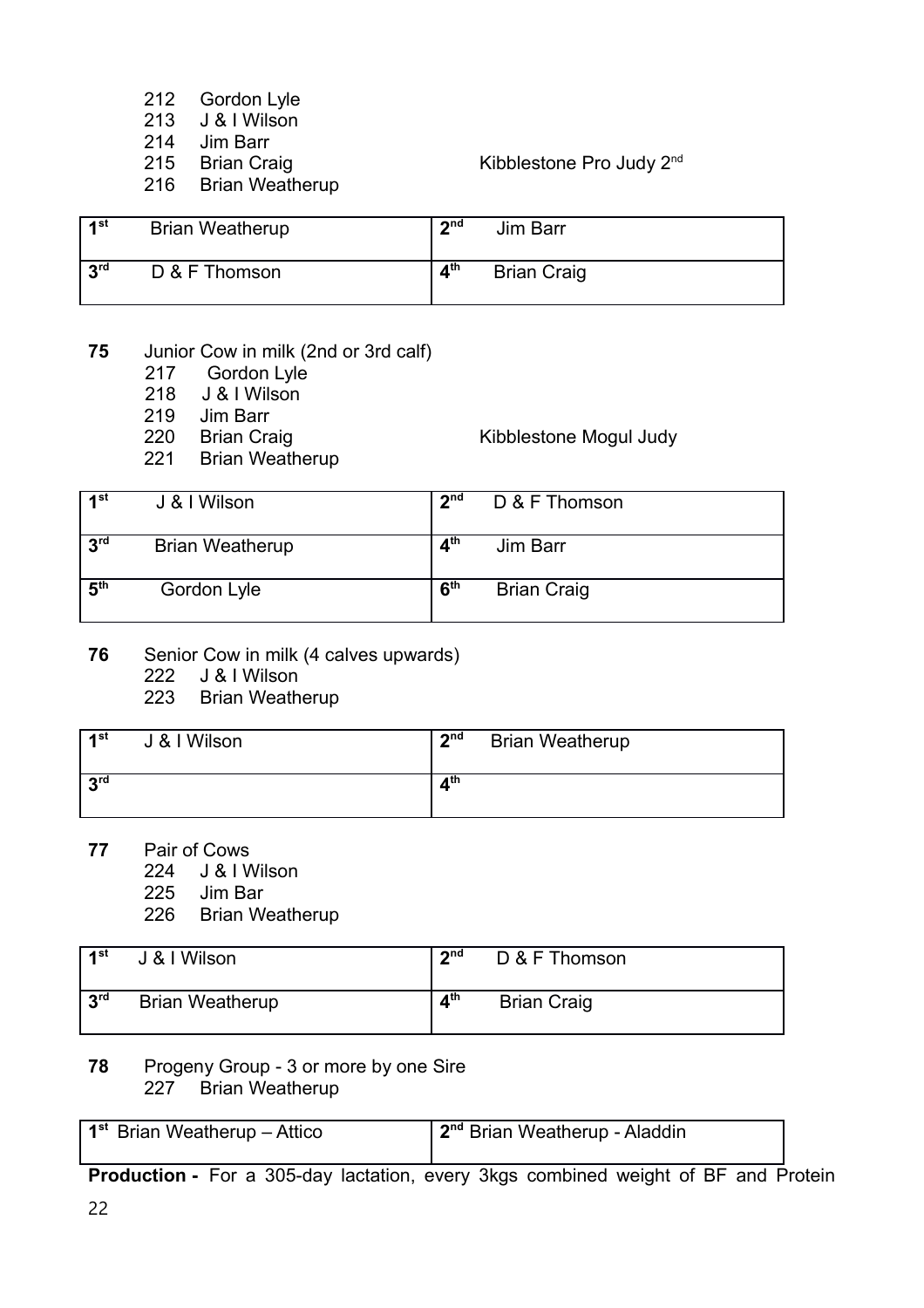212 Gordon Lyle
213 J & I Wilson
214 Jim Barr
215 Brian Craig — Kibblestone Pro Judy 2nd
216 Brian Weatherup

| | |
|---|---|
| 1st Brian Weatherup | 2nd Jim Barr |
| 3rd D & F Thomson | 4th Brian Craig |

**75** Junior Cow in milk (2nd or 3rd calf)

217 Gordon Lyle
218 J & I Wilson
219 Jim Barr
220 Brian Craig — Kibblestone Mogul Judy
221 Brian Weatherup

| | |
|---|---|
| 1st J & I Wilson | 2nd D & F Thomson |
| 3rd Brian Weatherup | 4th Jim Barr |
| 5th Gordon Lyle | 6th Brian Craig |

**76** Senior Cow in milk (4 calves upwards)

222 J & I Wilson
223 Brian Weatherup

| | |
|---|---|
| 1st J & I Wilson | 2nd Brian Weatherup |
| 3rd | 4th |

**77** Pair of Cows

224 J & I Wilson
225 Jim Bar
226 Brian Weatherup

| | |
|---|---|
| 1st J & I Wilson | 2nd D & F Thomson |
| 3rd Brian Weatherup | 4th Brian Craig |

**78** Progeny Group - 3 or more by one Sire

227 Brian Weatherup

| | |
|---|---|
| 1st Brian Weatherup – Attico | 2nd Brian Weatherup - Aladdin |

**Production -** For a 305-day lactation, every 3kgs combined weight of BF and Protein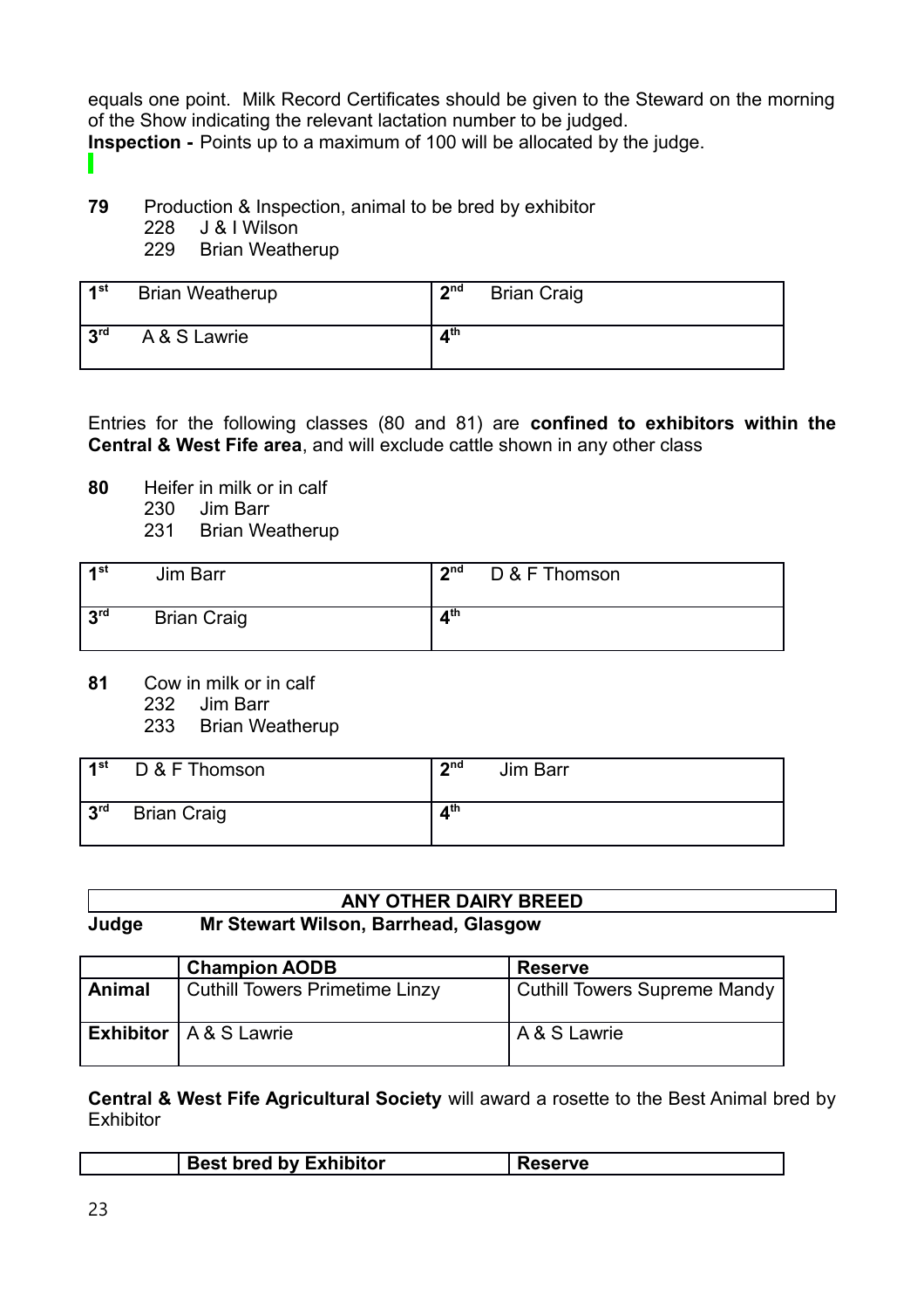equals one point. Milk Record Certificates should be given to the Steward on the morning of the Show indicating the relevant lactation number to be judged.
**Inspection -** Points up to a maximum of 100 will be allocated by the judge.

**79** Production & Inspection, animal to be bred by exhibitor
228 J & I Wilson
229 Brian Weatherup

| | |
|---|---|
| **1st** Brian Weatherup | **2nd** Brian Craig |
| **3rd** A & S Lawrie | **4th** |

Entries for the following classes (80 and 81) are **confined to exhibitors within the Central & West Fife area**, and will exclude cattle shown in any other class

**80** Heifer in milk or in calf
230 Jim Barr
231 Brian Weatherup

| | |
|---|---|
| **1st** Jim Barr | **2nd** D & F Thomson |
| **3rd** Brian Craig | **4th** |

**81** Cow in milk or in calf
232 Jim Barr
233 Brian Weatherup

| | |
|---|---|
| **1st** D & F Thomson | **2nd** Jim Barr |
| **3rd** Brian Craig | **4th** |

## ANY OTHER DAIRY BREED

**Judge** **Mr Stewart Wilson, Barrhead, Glasgow**

| | Champion AODB | Reserve |
|---|---|---|
| **Animal** | Cuthill Towers Primetime Linzy | Cuthill Towers Supreme Mandy |
| **Exhibitor** | A & S Lawrie | A & S Lawrie |

**Central & West Fife Agricultural Society** will award a rosette to the Best Animal bred by Exhibitor

| | Best bred by Exhibitor | Reserve |
|---|---|---|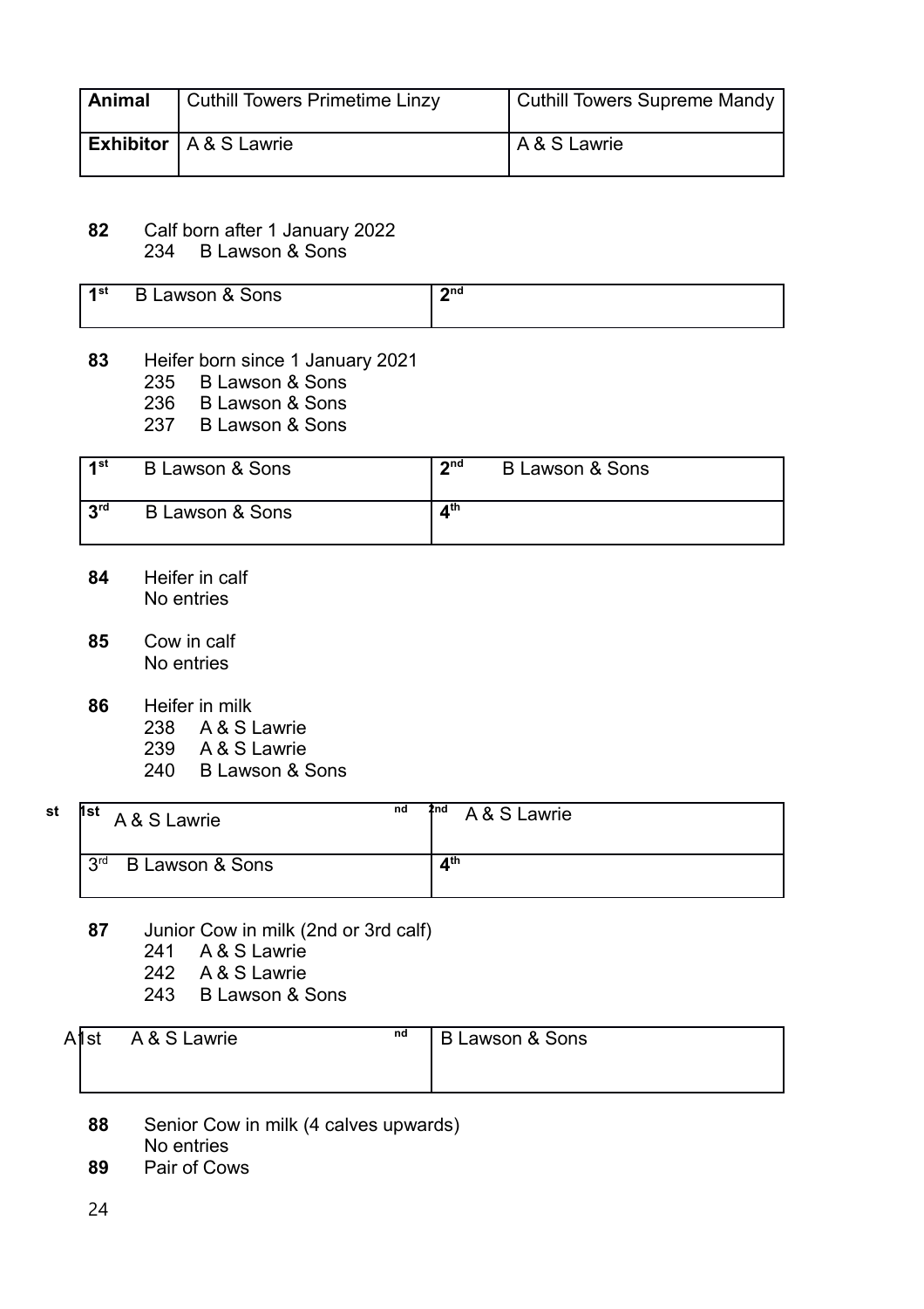| Animal | Cuthill Towers Primetime Linzy | Cuthill Towers Supreme Mandy |
|---|---|---|
| Exhibitor | A & S Lawrie | A & S Lawrie |

**82** Calf born after 1 January 2022
234 B Lawson & Sons

| | |
|---|---|
| 1st B Lawson & Sons | 2nd |

**83** Heifer born since 1 January 2021
235 B Lawson & Sons
236 B Lawson & Sons
237 B Lawson & Sons

| | |
|---|---|
| 1st B Lawson & Sons | 2nd B Lawson & Sons |
| 3rd B Lawson & Sons | 4th |

**84** Heifer in calf
No entries

**85** Cow in calf
No entries

**86** Heifer in milk
238 A & S Lawrie
239 A & S Lawrie
240 B Lawson & Sons

| | |
|---|---|
| 1st A & S Lawrie | 2nd A & S Lawrie |
| 3rd B Lawson & Sons | 4th |

**87** Junior Cow in milk (2nd or 3rd calf)
241 A & S Lawrie
242 A & S Lawrie
243 B Lawson & Sons

| | |
|---|---|
| 1st A & S Lawrie | B Lawson & Sons |

**88** Senior Cow in milk (4 calves upwards)
No entries

**89** Pair of Cows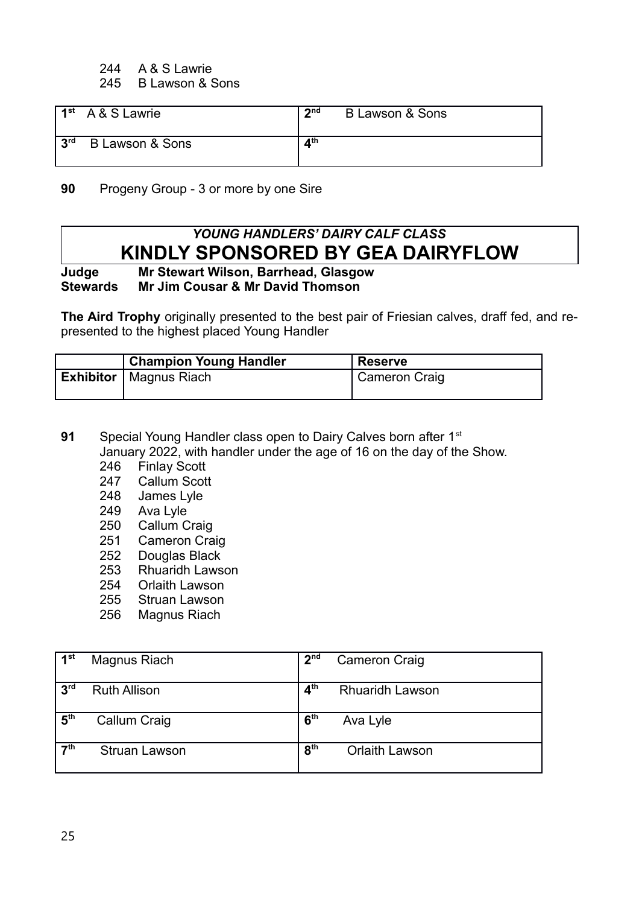244 A & S Lawrie
245 B Lawson & Sons

| | |
|---|---|
| 1st A & S Lawrie | 2nd B Lawson & Sons |
| 3rd B Lawson & Sons | 4th |

**90** Progeny Group - 3 or more by one Sire

## *YOUNG HANDLERS' DAIRY CALF CLASS*
## KINDLY SPONSORED BY GEA DAIRYFLOW

**Judge** **Mr Stewart Wilson, Barrhead, Glasgow**
**Stewards** **Mr Jim Cousar & Mr David Thomson**

**The Aird Trophy** originally presented to the best pair of Friesian calves, draff fed, and re-presented to the highest placed Young Handler

| | **Champion Young Handler** | **Reserve** |
|---|---|---|
| **Exhibitor** | Magnus Riach | Cameron Craig |

**91** Special Young Handler class open to Dairy Calves born after 1st January 2022, with handler under the age of 16 on the day of the Show.

246 Finlay Scott
247 Callum Scott
248 James Lyle
249 Ava Lyle
250 Callum Craig
251 Cameron Craig
252 Douglas Black
253 Rhuaridh Lawson
254 Orlaith Lawson
255 Struan Lawson
256 Magnus Riach

| | |
|---|---|
| 1st Magnus Riach | 2nd Cameron Craig |
| 3rd Ruth Allison | 4th Rhuaridh Lawson |
| 5th Callum Craig | 6th Ava Lyle |
| 7th Struan Lawson | 8th Orlaith Lawson |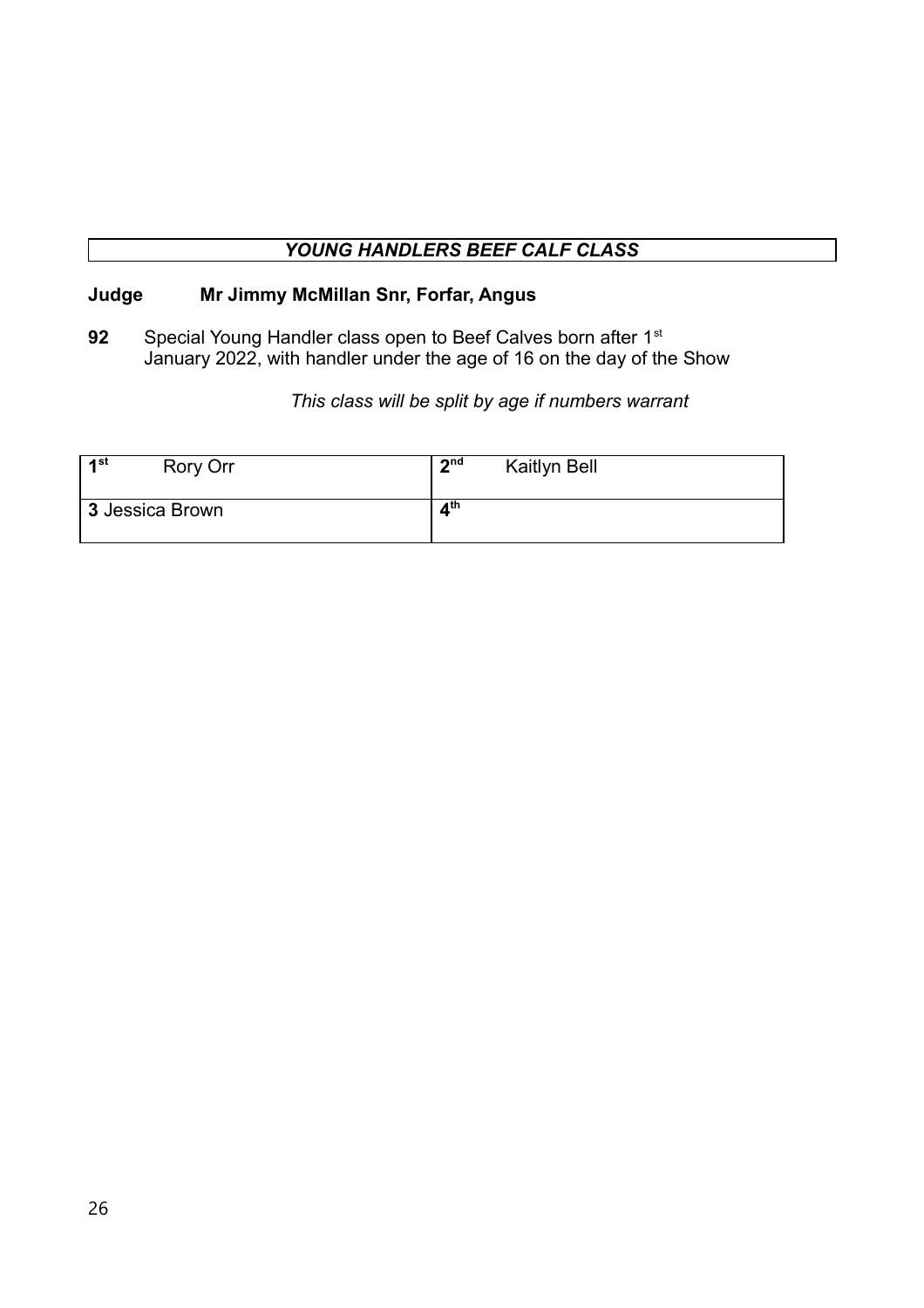## *YOUNG HANDLERS BEEF CALF CLASS*

**Judge Mr Jimmy McMillan Snr, Forfar, Angus**

**92** Special Young Handler class open to Beef Calves born after 1st January 2022, with handler under the age of 16 on the day of the Show

*This class will be split by age if numbers warrant*

| | |
|---|---|
| **1st** Rory Orr | **2nd** Kaitlyn Bell |
| **3** Jessica Brown | **4th** |